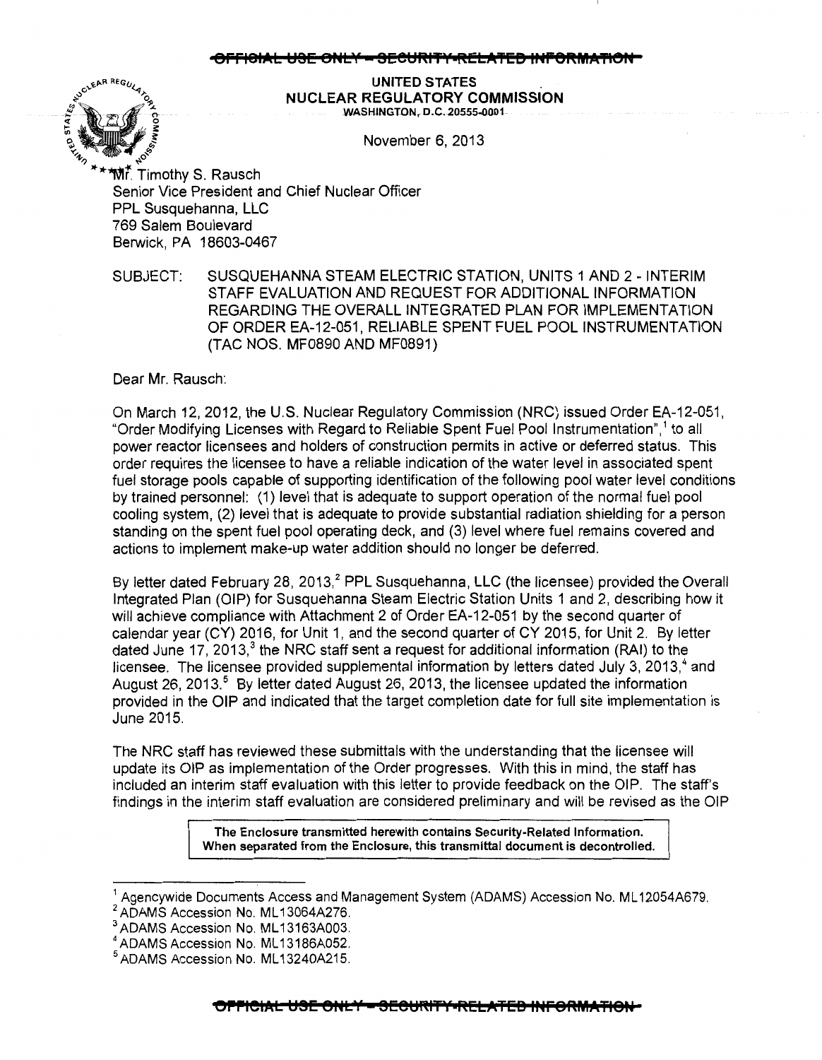~~OFFICIAL USE ONLY – SECURITY-RELATED INFORMATION~~

UNITED STATES
NUCLEAR REGULATORY COMMISSION
WASHINGTON, D.C. 20555-0001

November 6, 2013

Mr. Timothy S. Rausch
Senior Vice President and Chief Nuclear Officer
PPL Susquehanna, LLC
769 Salem Boulevard
Berwick, PA 18603-0467

SUBJECT: SUSQUEHANNA STEAM ELECTRIC STATION, UNITS 1 AND 2 - INTERIM STAFF EVALUATION AND REQUEST FOR ADDITIONAL INFORMATION REGARDING THE OVERALL INTEGRATED PLAN FOR IMPLEMENTATION OF ORDER EA-12-051, RELIABLE SPENT FUEL POOL INSTRUMENTATION (TAC NOS. MF0890 AND MF0891)

Dear Mr. Rausch:

On March 12, 2012, the U.S. Nuclear Regulatory Commission (NRC) issued Order EA-12-051, "Order Modifying Licenses with Regard to Reliable Spent Fuel Pool Instrumentation",[1] to all power reactor licensees and holders of construction permits in active or deferred status. This order requires the licensee to have a reliable indication of the water level in associated spent fuel storage pools capable of supporting identification of the following pool water level conditions by trained personnel: (1) level that is adequate to support operation of the normal fuel pool cooling system, (2) level that is adequate to provide substantial radiation shielding for a person standing on the spent fuel pool operating deck, and (3) level where fuel remains covered and actions to implement make-up water addition should no longer be deferred.

By letter dated February 28, 2013,[2] PPL Susquehanna, LLC (the licensee) provided the Overall Integrated Plan (OIP) for Susquehanna Steam Electric Station Units 1 and 2, describing how it will achieve compliance with Attachment 2 of Order EA-12-051 by the second quarter of calendar year (CY) 2016, for Unit 1, and the second quarter of CY 2015, for Unit 2. By letter dated June 17, 2013,[3] the NRC staff sent a request for additional information (RAI) to the licensee. The licensee provided supplemental information by letters dated July 3, 2013,[4] and August 26, 2013.[5] By letter dated August 26, 2013, the licensee updated the information provided in the OIP and indicated that the target completion date for full site implementation is June 2015.

The NRC staff has reviewed these submittals with the understanding that the licensee will update its OIP as implementation of the Order progresses. With this in mind, the staff has included an interim staff evaluation with this letter to provide feedback on the OIP. The staff's findings in the interim staff evaluation are considered preliminary and will be revised as the OIP

**The Enclosure transmitted herewith contains Security-Related Information. When separated from the Enclosure, this transmittal document is decontrolled.**

---

[1] Agencywide Documents Access and Management System (ADAMS) Accession No. ML12054A679.
[2] ADAMS Accession No. ML13064A276.
[3] ADAMS Accession No. ML13163A003.
[4] ADAMS Accession No. ML13186A052.
[5] ADAMS Accession No. ML13240A215.

~~OFFICIAL USE ONLY – SECURITY-RELATED INFORMATION~~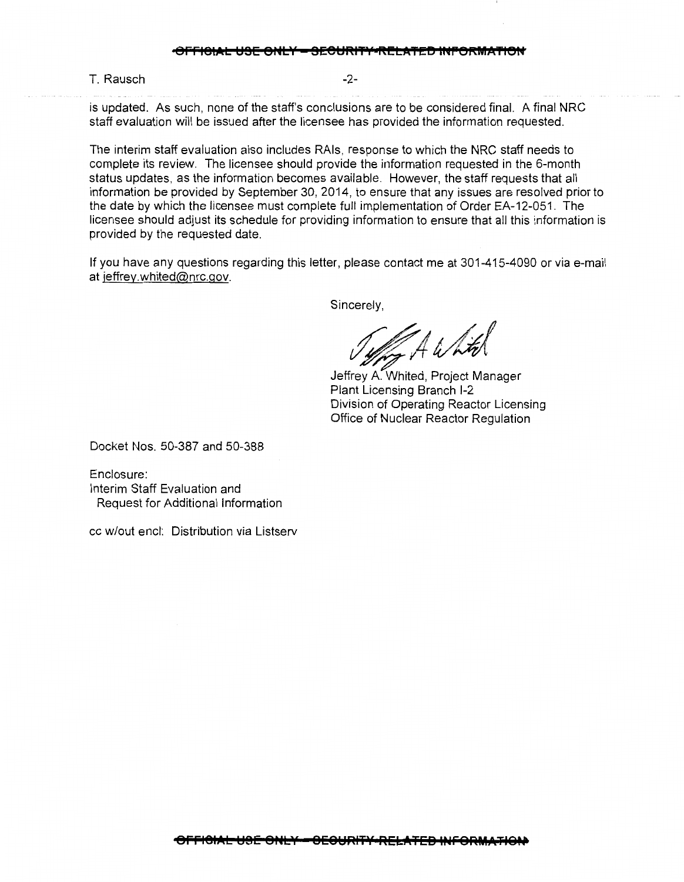is updated. As such, none of the staff's conclusions are to be considered final. A final NRC staff evaluation will be issued after the licensee has provided the information requested.

The interim staff evaluation also includes RAIs, response to which the NRC staff needs to complete its review. The licensee should provide the information requested in the 6-month status updates, as the information becomes available. However, the staff requests that all information be provided by September 30, 2014, to ensure that any issues are resolved prior to the date by which the licensee must complete full implementation of Order EA-12-051. The licensee should adjust its schedule for providing information to ensure that all this information is provided by the requested date.

If you have any questions regarding this letter, please contact me at 301-415-4090 or via e-mail at jeffrey.whited@nrc.gov.

Sincerely,

Jeffrey A. Whited, Project Manager
Plant Licensing Branch I-2
Division of Operating Reactor Licensing
Office of Nuclear Reactor Regulation

Docket Nos. 50-387 and 50-388

Enclosure:
Interim Staff Evaluation and
Request for Additional Information

cc w/out encl: Distribution via Listserv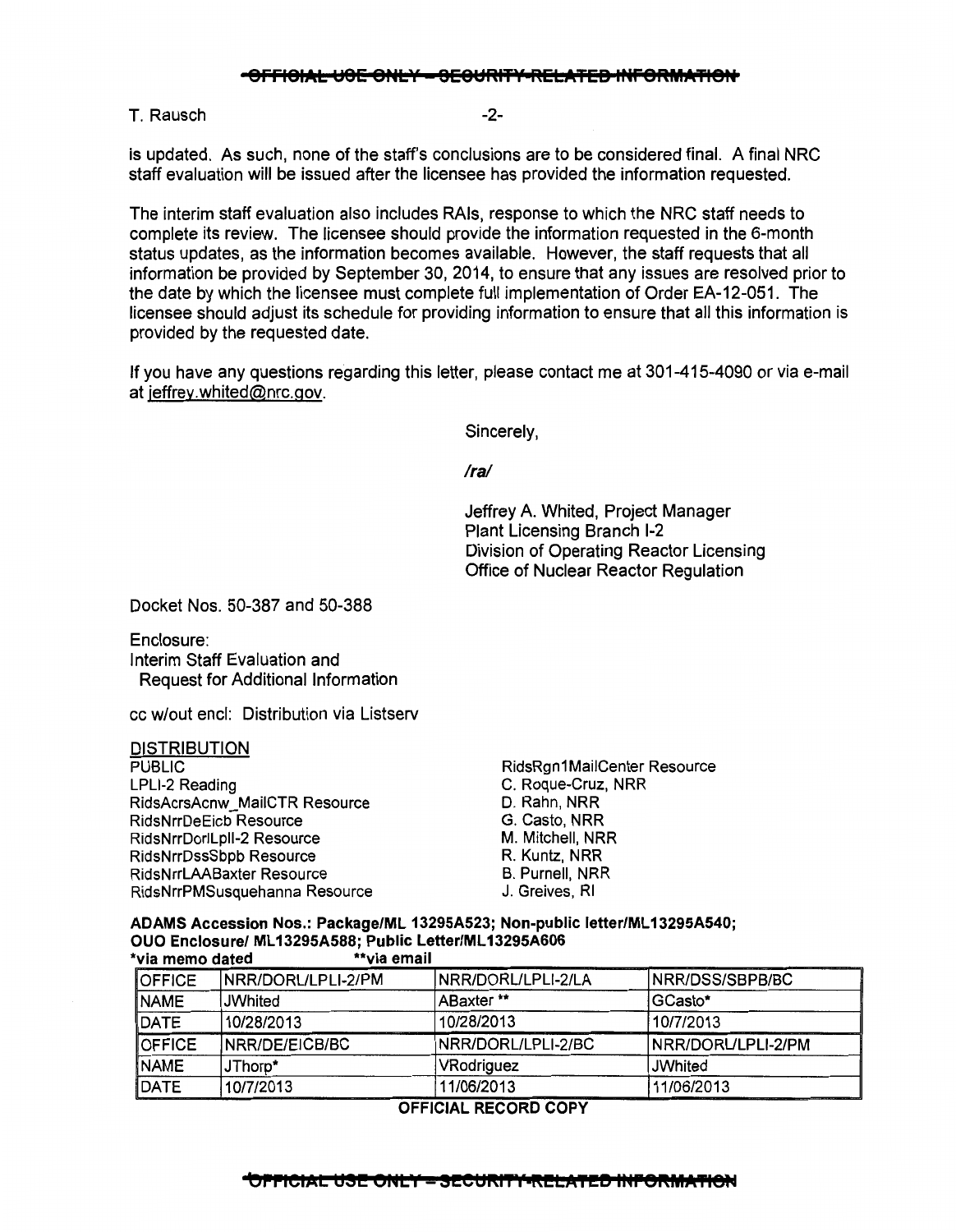is updated. As such, none of the staff's conclusions are to be considered final. A final NRC staff evaluation will be issued after the licensee has provided the information requested.

The interim staff evaluation also includes RAIs, response to which the NRC staff needs to complete its review. The licensee should provide the information requested in the 6-month status updates, as the information becomes available. However, the staff requests that all information be provided by September 30, 2014, to ensure that any issues are resolved prior to the date by which the licensee must complete full implementation of Order EA-12-051. The licensee should adjust its schedule for providing information to ensure that all this information is provided by the requested date.

If you have any questions regarding this letter, please contact me at 301-415-4090 or via e-mail at jeffrey.whited@nrc.gov.

Sincerely,

*/ra/*

Jeffrey A. Whited, Project Manager
Plant Licensing Branch I-2
Division of Operating Reactor Licensing
Office of Nuclear Reactor Regulation

Docket Nos. 50-387 and 50-388

Enclosure:
Interim Staff Evaluation and
Request for Additional Information

cc w/out encl: Distribution via Listserv

DISTRIBUTION
PUBLIC
LPLI-2 Reading
RidsAcrsAcnw_MailCTR Resource
RidsNrrDeEicb Resource
RidsNrrDorlLpll-2 Resource
RidsNrrDssSbpb Resource
RidsNrrLAABaxter Resource
RidsNrrPMSusquehanna Resource
RidsRgn1MailCenter Resource
C. Roque-Cruz, NRR
D. Rahn, NRR
G. Casto, NRR
M. Mitchell, NRR
R. Kuntz, NRR
B. Purnell, NRR
J. Greives, RI

**ADAMS Accession Nos.: Package/ML 13295A523; Non-public letter/ML13295A540; OUO Enclosure/ ML13295A588; Public Letter/ML13295A606**
**\*via memo dated \*\*via email**

| OFFICE | NRR/DORL/LPLI-2/PM | NRR/DORL/LPLI-2/LA | NRR/DSS/SBPB/BC |
|---|---|---|---|
| NAME | JWhited | ABaxter ** | GCasto* |
| DATE | 10/28/2013 | 10/28/2013 | 10/7/2013 |
| OFFICE | NRR/DE/EICB/BC | NRR/DORL/LPLI-2/BC | NRR/DORL/LPLI-2/PM |
| NAME | JThorp* | VRodriguez | JWhited |
| DATE | 10/7/2013 | 11/06/2013 | 11/06/2013 |

**OFFICIAL RECORD COPY**